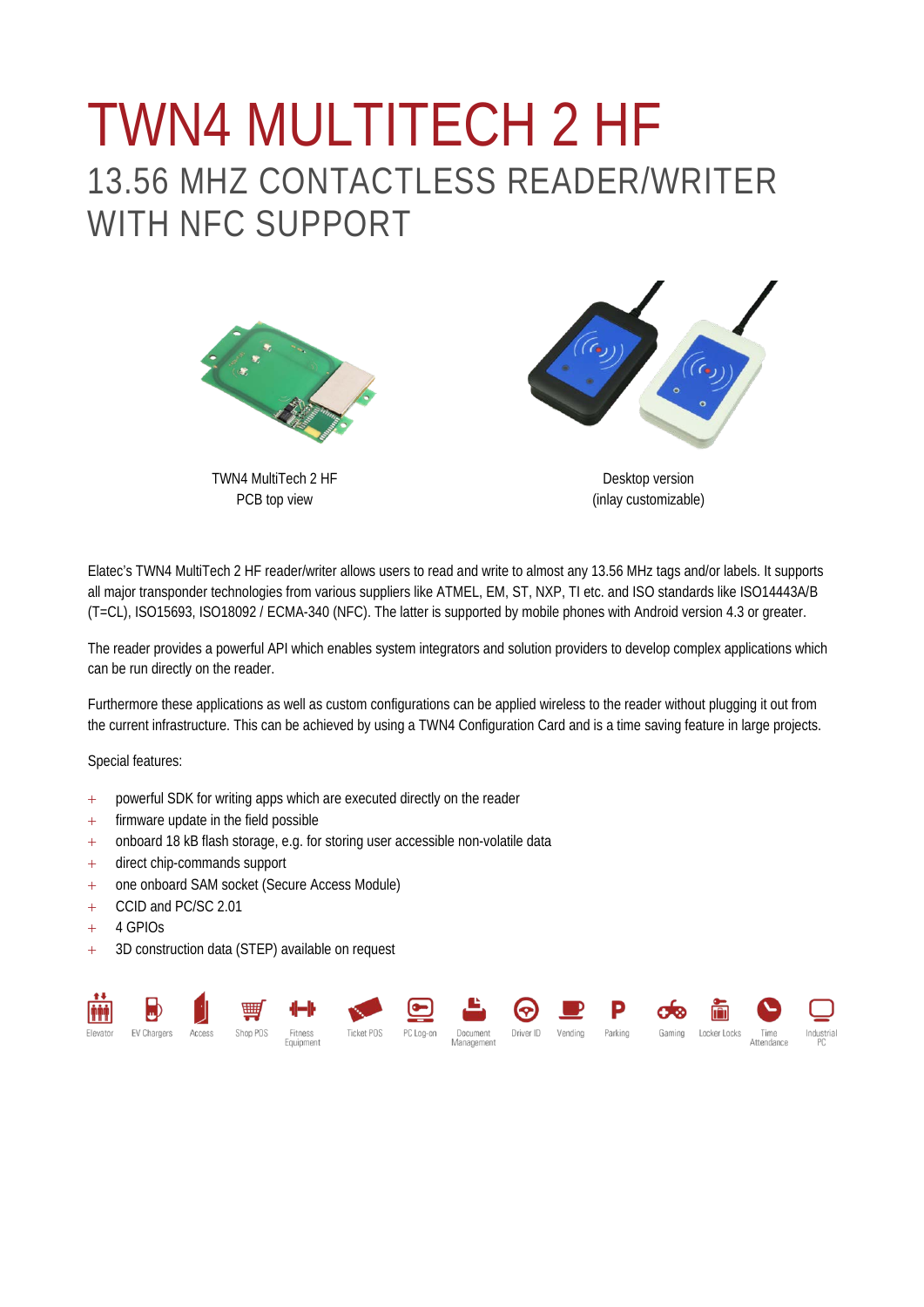# TWN4 MULTITECH 2 HF

## 13.56 MHZ CONTACTLESS READER/WRITER WITH NFC SUPPORT

TWN4 MultiTech 2 HF
PCB top view

Desktop version
(inlay customizable)

Elatec's TWN4 MultiTech 2 HF reader/writer allows users to read and write to almost any 13.56 MHz tags and/or labels. It supports all major transponder technologies from various suppliers like ATMEL, EM, ST, NXP, TI etc. and ISO standards like ISO14443A/B (T=CL), ISO15693, ISO18092 / ECMA-340 (NFC). The latter is supported by mobile phones with Android version 4.3 or greater.

The reader provides a powerful API which enables system integrators and solution providers to develop complex applications which can be run directly on the reader.

Furthermore these applications as well as custom configurations can be applied wireless to the reader without plugging it out from the current infrastructure. This can be achieved by using a TWN4 Configuration Card and is a time saving feature in large projects.

Special features:

+ powerful SDK for writing apps which are executed directly on the reader
+ firmware update in the field possible
+ onboard 18 kB flash storage, e.g. for storing user accessible non-volatile data
+ direct chip-commands support
+ one onboard SAM socket (Secure Access Module)
+ CCID and PC/SC 2.01
+ 4 GPIOs
+ 3D construction data (STEP) available on request

Elevator | EV Chargers | Access | Shop POS | Fitness Equipment | Ticket POS | PC Log-on | Document Management | Driver ID | Vending | Parking | Gaming | Locker Locks | Time Attendance | Industrial PC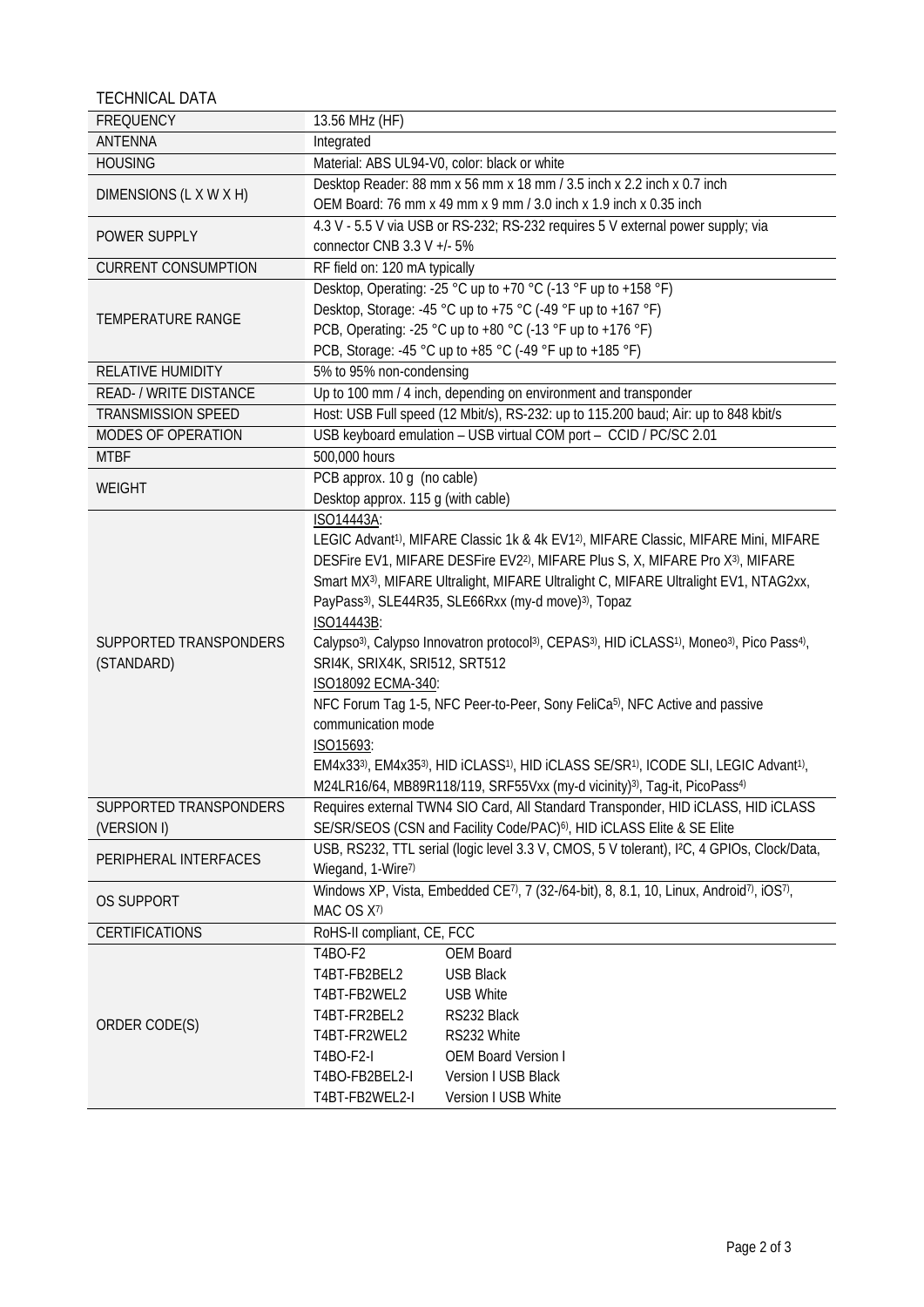TECHNICAL DATA

| | |
|---|---|
| FREQUENCY | 13.56 MHz (HF) |
| ANTENNA | Integrated |
| HOUSING | Material: ABS UL94-V0, color: black or white |
| DIMENSIONS (L X W X H) | Desktop Reader: 88 mm x 56 mm x 18 mm / 3.5 inch x 2.2 inch x 0.7 inch<br>OEM Board: 76 mm x 49 mm x 9 mm / 3.0 inch x 1.9 inch x 0.35 inch |
| POWER SUPPLY | 4.3 V - 5.5 V via USB or RS-232; RS-232 requires 5 V external power supply; via connector CNB 3.3 V +/- 5% |
| CURRENT CONSUMPTION | RF field on: 120 mA typically |
| TEMPERATURE RANGE | Desktop, Operating: -25 °C up to +70 °C (-13 °F up to +158 °F)<br>Desktop, Storage: -45 °C up to +75 °C (-49 °F up to +167 °F)<br>PCB, Operating: -25 °C up to +80 °C (-13 °F up to +176 °F)<br>PCB, Storage: -45 °C up to +85 °C (-49 °F up to +185 °F) |
| RELATIVE HUMIDITY | 5% to 95% non-condensing |
| READ- / WRITE DISTANCE | Up to 100 mm / 4 inch, depending on environment and transponder |
| TRANSMISSION SPEED | Host: USB Full speed (12 Mbit/s), RS-232: up to 115.200 baud; Air: up to 848 kbit/s |
| MODES OF OPERATION | USB keyboard emulation – USB virtual COM port – CCID / PC/SC 2.01 |
| MTBF | 500,000 hours |
| WEIGHT | PCB approx. 10 g (no cable)<br>Desktop approx. 115 g (with cable) |
| SUPPORTED TRANSPONDERS (STANDARD) | ISO14443A:<br>LEGIC Advant[1], MIFARE Classic 1k & 4k EV1[2], MIFARE Classic, MIFARE Mini, MIFARE DESFire EV1, MIFARE DESFire EV2[2], MIFARE Plus S, X, MIFARE Pro X[3], MIFARE Smart MX[3], MIFARE Ultralight, MIFARE Ultralight C, MIFARE Ultralight EV1, NTAG2xx, PayPass[3], SLE44R35, SLE66Rxx (my-d move)[3], Topaz<br>ISO14443B:<br>Calypso[3], Calypso Innovatron protocol[3], CEPAS[3], HID iCLASS[1], Moneo[3], Pico Pass[4], SRI4K, SRIX4K, SRI512, SRT512<br>ISO18092 ECMA-340:<br>NFC Forum Tag 1-5, NFC Peer-to-Peer, Sony FeliCa[5], NFC Active and passive communication mode<br>ISO15693:<br>EM4x33[3], EM4x35[3], HID iCLASS[1], HID iCLASS SE/SR[1], ICODE SLI, LEGIC Advant[1], M24LR16/64, MB89R118/119, SRF55Vxx (my-d vicinity)[3], Tag-it, PicoPass[4] |
| SUPPORTED TRANSPONDERS (VERSION I) | Requires external TWN4 SIO Card, All Standard Transponder, HID iCLASS, HID iCLASS SE/SR/SEOS (CSN and Facility Code/PAC)[6], HID iCLASS Elite & SE Elite |
| PERIPHERAL INTERFACES | USB, RS232, TTL serial (logic level 3.3 V, CMOS, 5 V tolerant), I²C, 4 GPIOs, Clock/Data, Wiegand, 1-Wire[7] |
| OS SUPPORT | Windows XP, Vista, Embedded CE[7], 7 (32-/64-bit), 8, 8.1, 10, Linux, Android[7], iOS[7], MAC OS X[7] |
| CERTIFICATIONS | RoHS-II compliant, CE, FCC |
| ORDER CODE(S) | T4BO-F2 OEM Board<br>T4BT-FB2BEL2 USB Black<br>T4BT-FB2WEL2 USB White<br>T4BT-FR2BEL2 RS232 Black<br>T4BT-FR2WEL2 RS232 White<br>T4BO-F2-I OEM Board Version I<br>T4BO-FB2BEL2-I Version I USB Black<br>T4BT-FB2WEL2-I Version I USB White |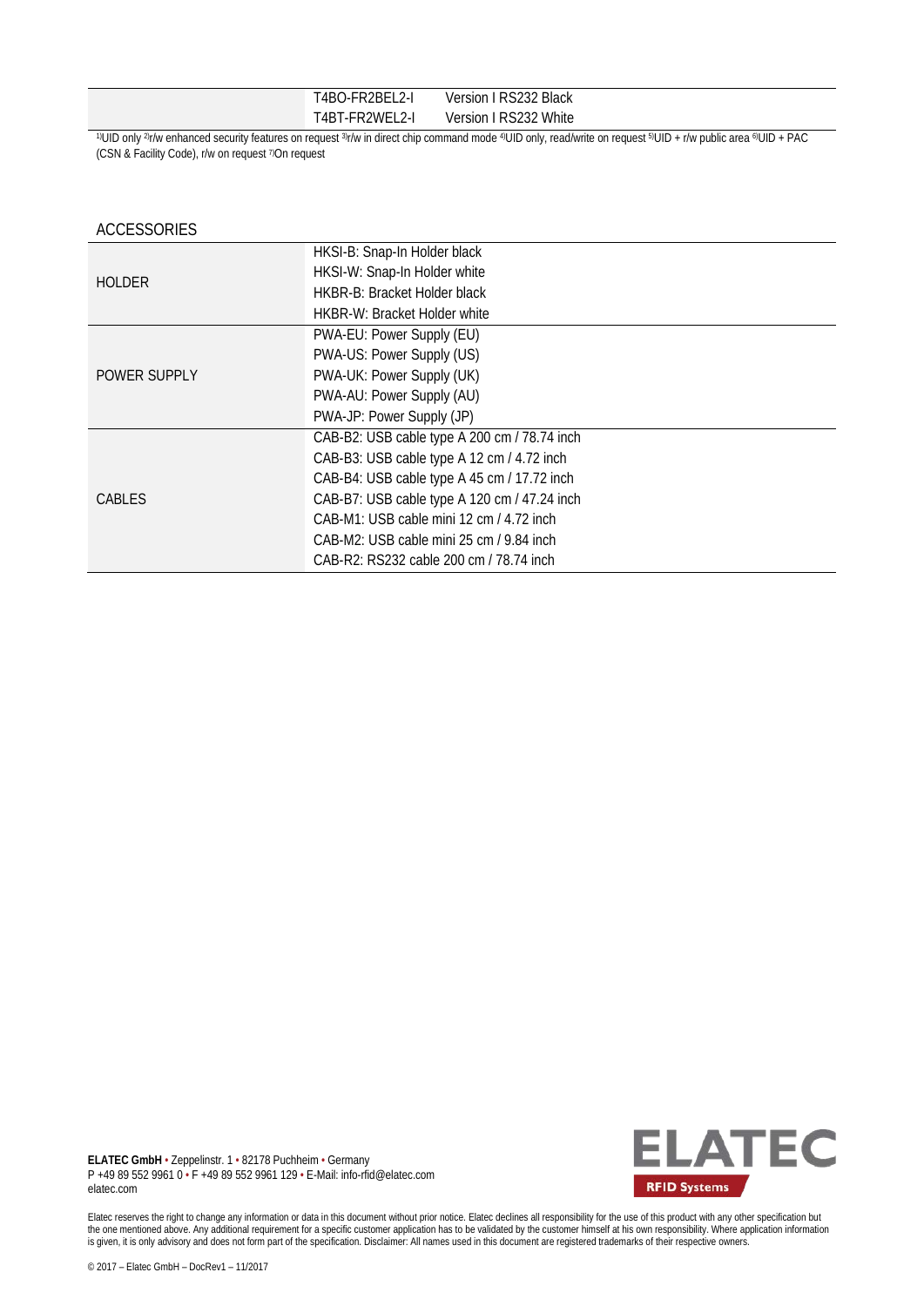| | | |
|---|---|---|
| | T4BO-FR2BEL2-I | Version I RS232 Black |
| | T4BT-FR2WEL2-I | Version I RS232 White |

[1]UID only [2]r/w enhanced security features on request [3]r/w in direct chip command mode [4]UID only, read/write on request [5]UID + r/w public area [6]UID + PAC (CSN & Facility Code), r/w on request [7]On request

## ACCESSORIES

| | |
|---|---|
| HOLDER | HKSI-B: Snap-In Holder black<br>HKSI-W: Snap-In Holder white<br>HKBR-B: Bracket Holder black<br>HKBR-W: Bracket Holder white |
| POWER SUPPLY | PWA-EU: Power Supply (EU)<br>PWA-US: Power Supply (US)<br>PWA-UK: Power Supply (UK)<br>PWA-AU: Power Supply (AU)<br>PWA-JP: Power Supply (JP) |
| CABLES | CAB-B2: USB cable type A 200 cm / 78.74 inch<br>CAB-B3: USB cable type A 12 cm / 4.72 inch<br>CAB-B4: USB cable type A 45 cm / 17.72 inch<br>CAB-B7: USB cable type A 120 cm / 47.24 inch<br>CAB-M1: USB cable mini 12 cm / 4.72 inch<br>CAB-M2: USB cable mini 25 cm / 9.84 inch<br>CAB-R2: RS232 cable 200 cm / 78.74 inch |

**ELATEC GmbH** • Zeppelinstr. 1 • 82178 Puchheim • Germany
P +49 89 552 9961 0 • F +49 89 552 9961 129 • E-Mail: info-rfid@elatec.com
elatec.com

ELATEC
RFID Systems

Elatec reserves the right to change any information or data in this document without prior notice. Elatec declines all responsibility for the use of this product with any other specification but the one mentioned above. Any additional requirement for a specific customer application has to be validated by the customer himself at his own responsibility. Where application information is given, it is only advisory and does not form part of the specification. Disclaimer: All names used in this document are registered trademarks of their respective owners.

© 2017 – Elatec GmbH – DocRev1 – 11/2017